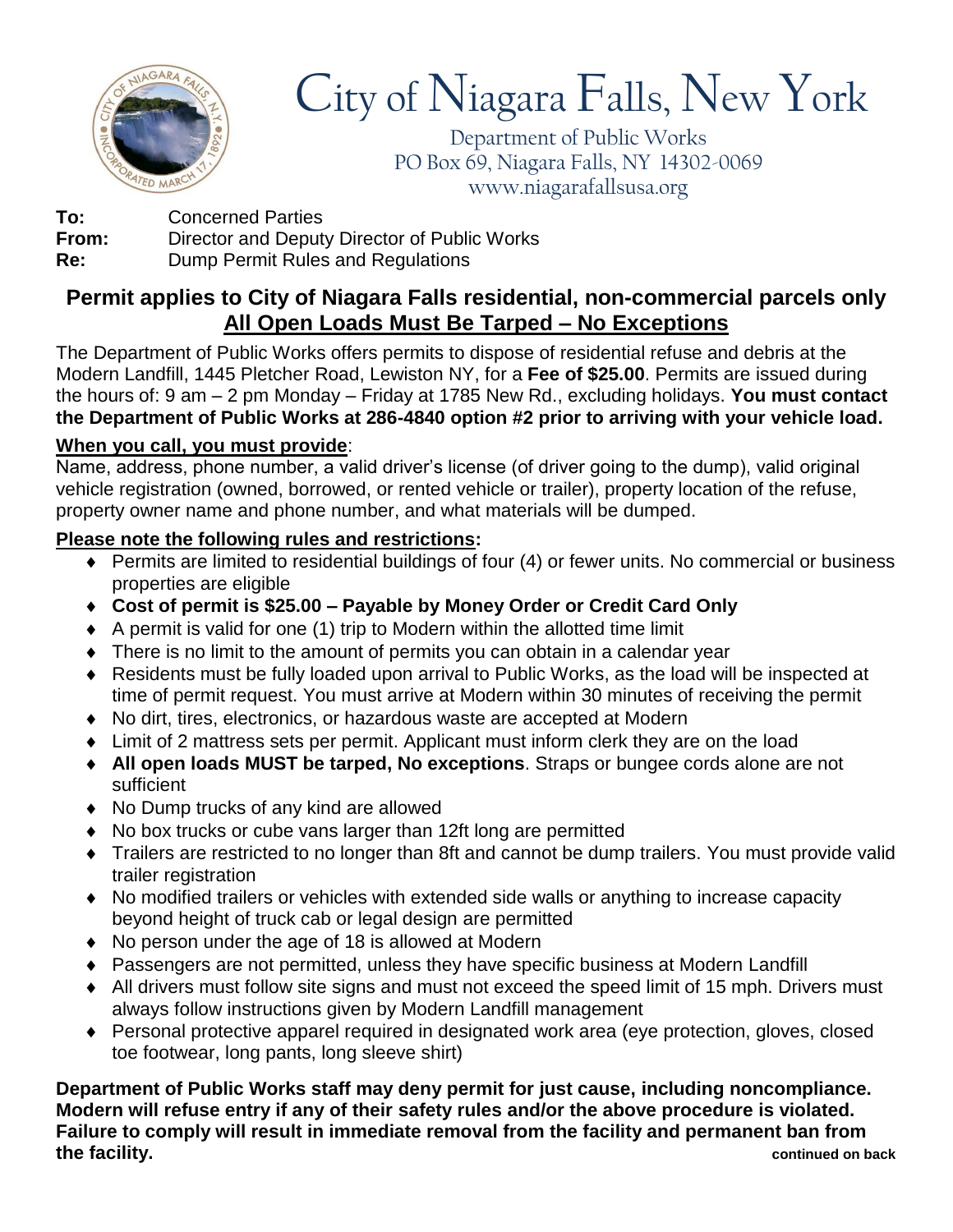# City of Niagara Falls, New York

Department of Public Works
PO Box 69, Niagara Falls, NY 14302-0069
www.niagarafallsusa.org

**To:** Concerned Parties
**From:** Director and Deputy Director of Public Works
**Re:** Dump Permit Rules and Regulations

## Permit applies to City of Niagara Falls residential, non-commercial parcels only

## <u>All Open Loads Must Be Tarped – No Exceptions</u>

The Department of Public Works offers permits to dispose of residential refuse and debris at the Modern Landfill, 1445 Pletcher Road, Lewiston NY, for a **Fee of $25.00**. Permits are issued during the hours of: 9 am – 2 pm Monday – Friday at 1785 New Rd., excluding holidays. **You must contact the Department of Public Works at 286-4840 option #2 prior to arriving with your vehicle load.**

**<u>When you call, you must provide</u>**:
Name, address, phone number, a valid driver's license (of driver going to the dump), valid original vehicle registration (owned, borrowed, or rented vehicle or trailer), property location of the refuse, property owner name and phone number, and what materials will be dumped.

**<u>Please note the following rules and restrictions</u>:**

- Permits are limited to residential buildings of four (4) or fewer units. No commercial or business properties are eligible
- **Cost of permit is $25.00 – Payable by Money Order or Credit Card Only**
- A permit is valid for one (1) trip to Modern within the allotted time limit
- There is no limit to the amount of permits you can obtain in a calendar year
- Residents must be fully loaded upon arrival to Public Works, as the load will be inspected at time of permit request. You must arrive at Modern within 30 minutes of receiving the permit
- No dirt, tires, electronics, or hazardous waste are accepted at Modern
- Limit of 2 mattress sets per permit. Applicant must inform clerk they are on the load
- **All open loads MUST be tarped, No exceptions**. Straps or bungee cords alone are not sufficient
- No Dump trucks of any kind are allowed
- No box trucks or cube vans larger than 12ft long are permitted
- Trailers are restricted to no longer than 8ft and cannot be dump trailers. You must provide valid trailer registration
- No modified trailers or vehicles with extended side walls or anything to increase capacity beyond height of truck cab or legal design are permitted
- No person under the age of 18 is allowed at Modern
- Passengers are not permitted, unless they have specific business at Modern Landfill
- All drivers must follow site signs and must not exceed the speed limit of 15 mph. Drivers must always follow instructions given by Modern Landfill management
- Personal protective apparel required in designated work area (eye protection, gloves, closed toe footwear, long pants, long sleeve shirt)

**Department of Public Works staff may deny permit for just cause, including noncompliance. Modern will refuse entry if any of their safety rules and/or the above procedure is violated. Failure to comply will result in immediate removal from the facility and permanent ban from the facility.**

**continued on back**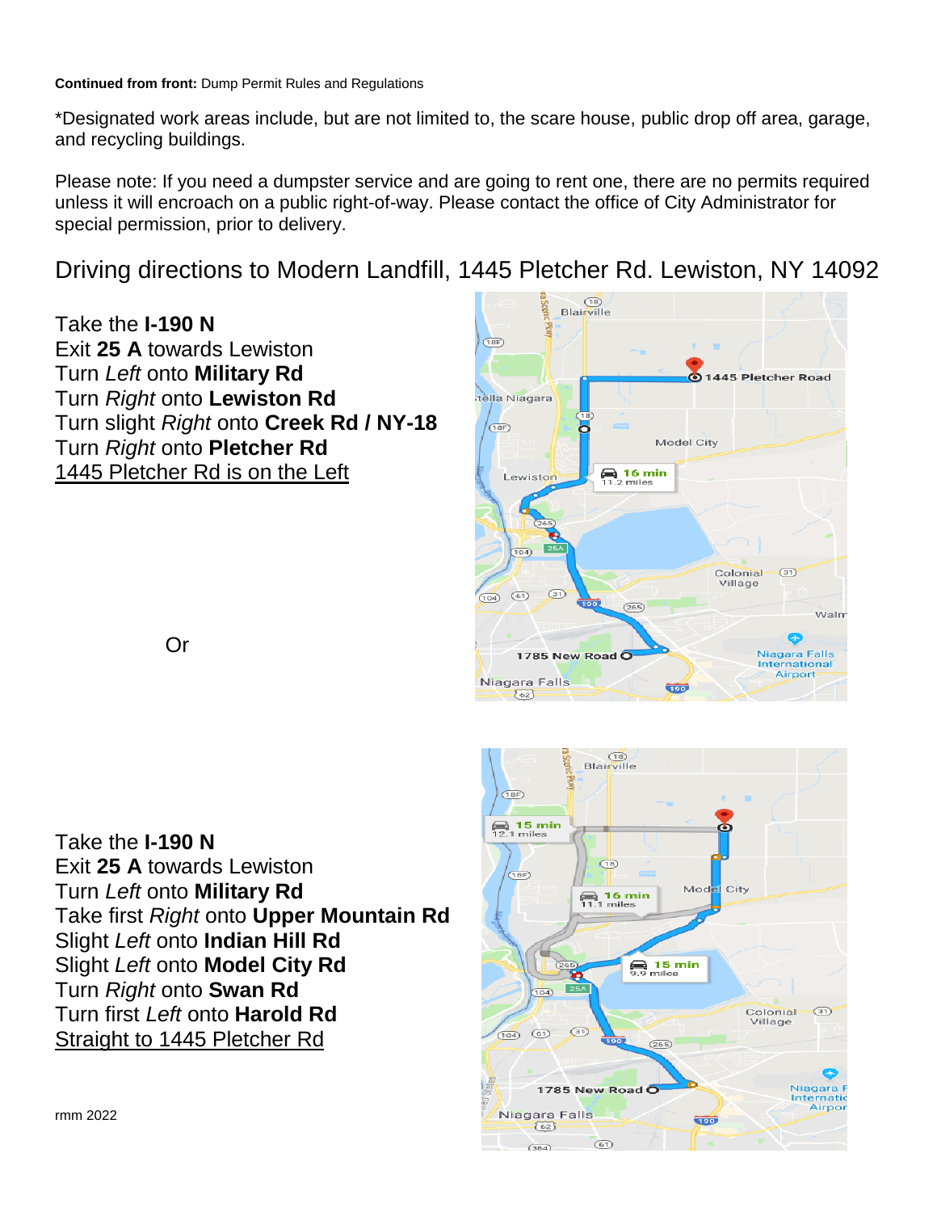**Continued from front:** Dump Permit Rules and Regulations

*Designated work areas include, but are not limited to, the scare house, public drop off area, garage, and recycling buildings.

Please note: If you need a dumpster service and are going to rent one, there are no permits required unless it will encroach on a public right-of-way. Please contact the office of City Administrator for special permission, prior to delivery.

## Driving directions to Modern Landfill, 1445 Pletcher Rd. Lewiston, NY 14092

Take the **I-190 N**
Exit **25 A** towards Lewiston
Turn *Left* onto **Military Rd**
Turn *Right* onto **Lewiston Rd**
Turn slight *Right* onto **Creek Rd / NY-18**
Turn *Right* onto **Pletcher Rd**
1445 Pletcher Rd is on the Left

Or

Take the **I-190 N**
Exit **25 A** towards Lewiston
Turn *Left* onto **Military Rd**
Take first *Right* onto **Upper Mountain Rd**
Slight *Left* onto **Indian Hill Rd**
Slight *Left* onto **Model City Rd**
Turn *Right* onto **Swan Rd**
Turn first *Left* onto **Harold Rd**
Straight to 1445 Pletcher Rd

rmm 2022